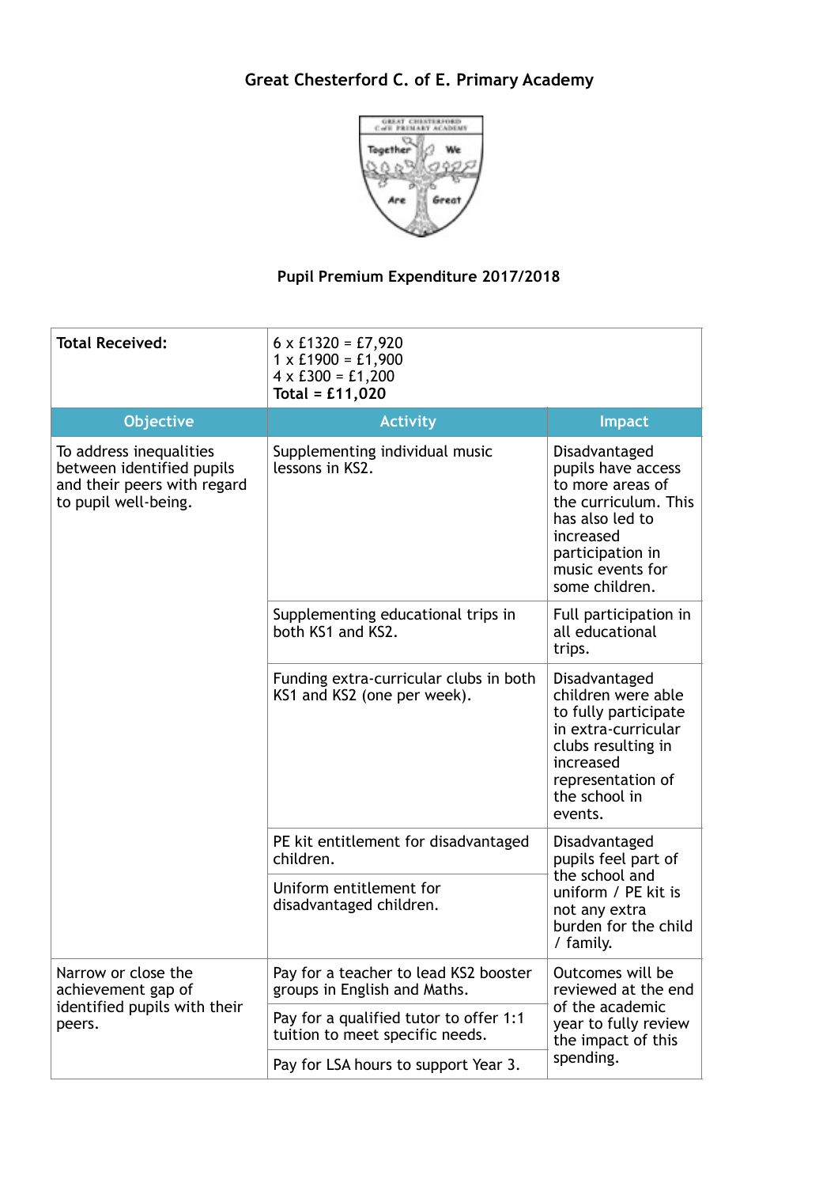# Great Chesterford C. of E. Primary Academy

## Pupil Premium Expenditure 2017/2018

| Total Received: | 6 x £1320 = £7,920<br>1 x £1900 = £1,900<br>4 x £300 = £1,200<br>**Total = £11,020** | |
|---|---|---|
| **Objective** | **Activity** | **Impact** |
| To address inequalities between identified pupils and their peers with regard to pupil well-being. | Supplementing individual music lessons in KS2. | Disadvantaged pupils have access to more areas of the curriculum. This has also led to increased participation in music events for some children. |
| | Supplementing educational trips in both KS1 and KS2. | Full participation in all educational trips. |
| | Funding extra-curricular clubs in both KS1 and KS2 (one per week). | Disadvantaged children were able to fully participate in extra-curricular clubs resulting in increased representation of the school in events. |
| | PE kit entitlement for disadvantaged children. | Disadvantaged pupils feel part of the school and uniform / PE kit is not any extra burden for the child / family. |
| | Uniform entitlement for disadvantaged children. | |
| Narrow or close the achievement gap of identified pupils with their peers. | Pay for a teacher to lead KS2 booster groups in English and Maths. | Outcomes will be reviewed at the end of the academic year to fully review the impact of this spending. |
| | Pay for a qualified tutor to offer 1:1 tuition to meet specific needs. | |
| | Pay for LSA hours to support Year 3. | |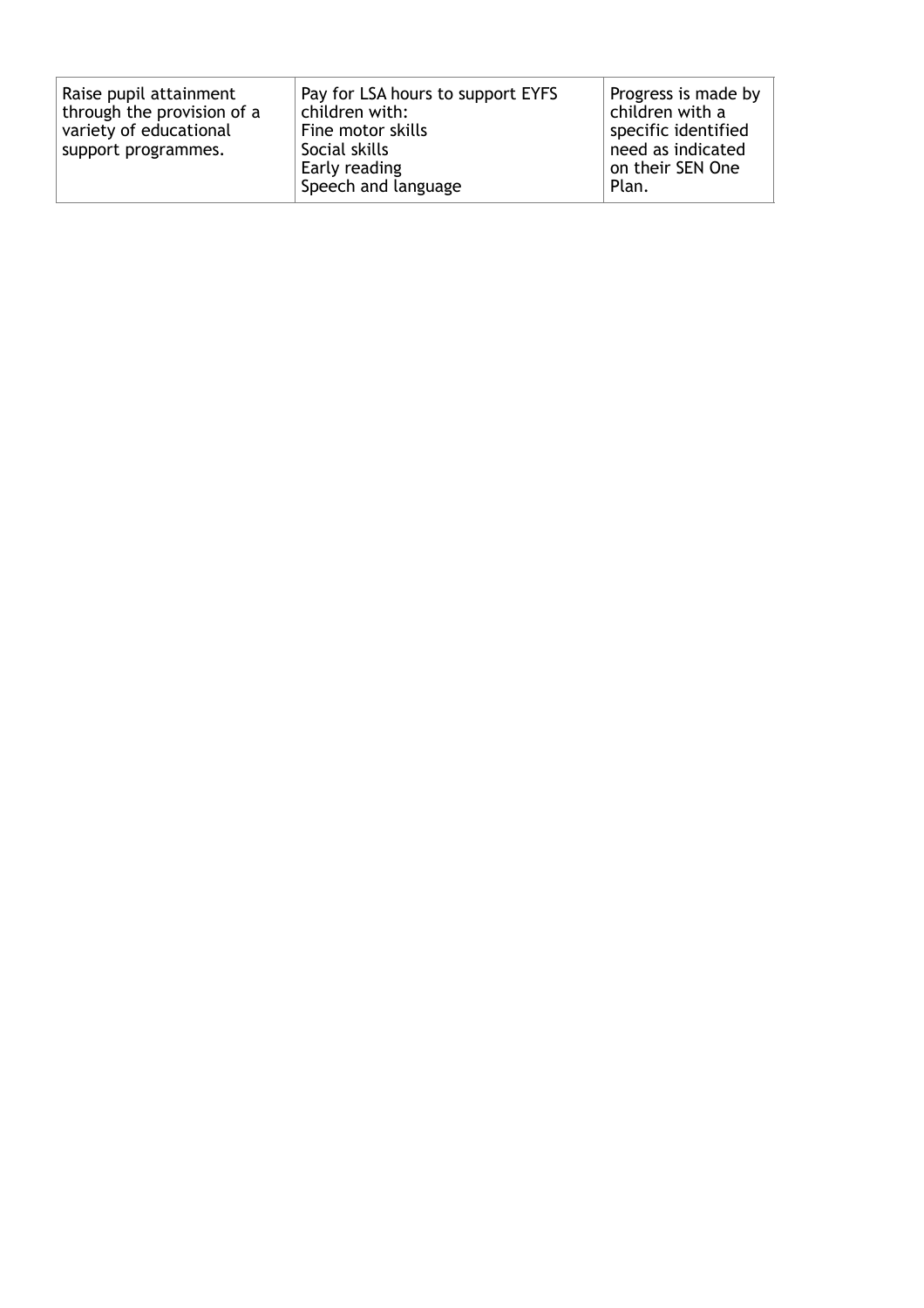| | | |
|---|---|---|
| Raise pupil attainment through the provision of a variety of educational support programmes. | Pay for LSA hours to support EYFS children with:<br>Fine motor skills<br>Social skills<br>Early reading<br>Speech and language | Progress is made by children with a specific identified need as indicated on their SEN One Plan. |